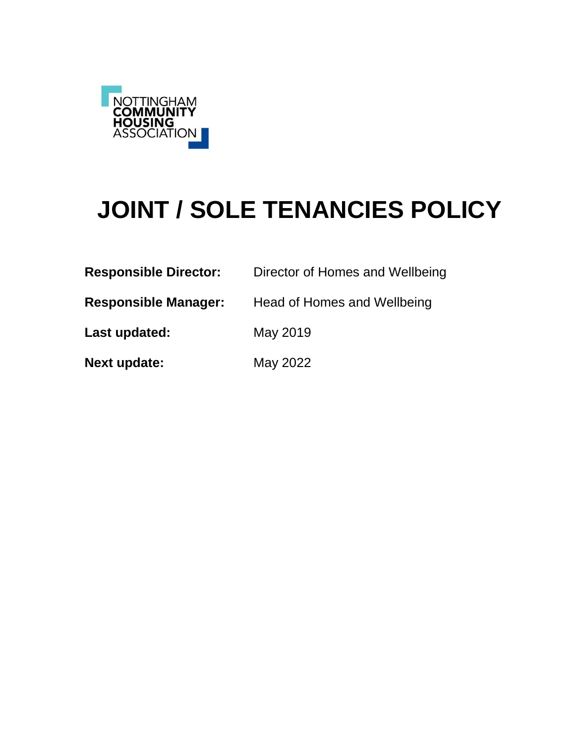NOTTINGHAM
COMMUNITY
HOUSING
ASSOCIATION

# JOINT / SOLE TENANCIES POLICY

**Responsible Director:** Director of Homes and Wellbeing

**Responsible Manager:** Head of Homes and Wellbeing

**Last updated:** May 2019

**Next update:** May 2022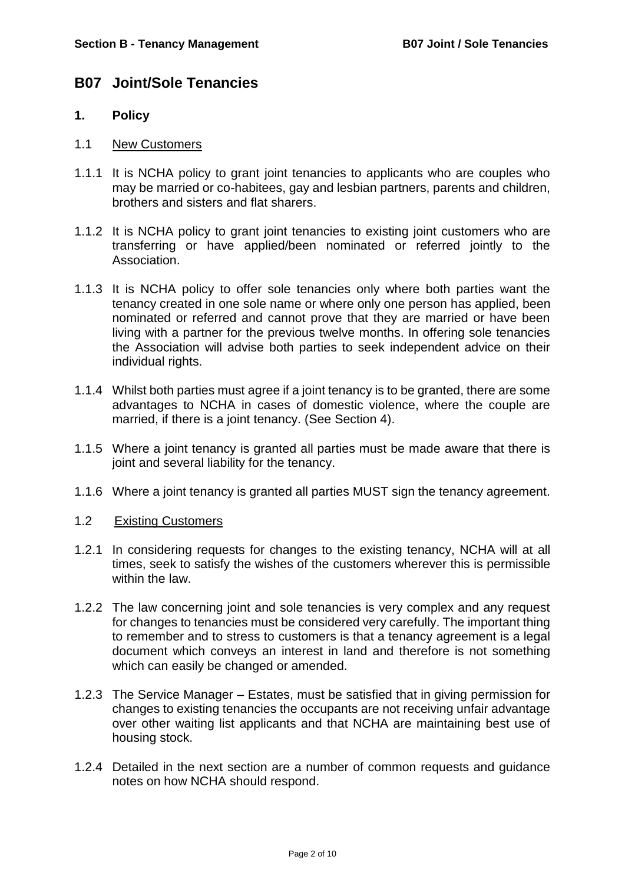## B07 Joint/Sole Tenancies

### 1. Policy

1.1 New Customers

1.1.1 It is NCHA policy to grant joint tenancies to applicants who are couples who may be married or co-habitees, gay and lesbian partners, parents and children, brothers and sisters and flat sharers.

1.1.2 It is NCHA policy to grant joint tenancies to existing joint customers who are transferring or have applied/been nominated or referred jointly to the Association.

1.1.3 It is NCHA policy to offer sole tenancies only where both parties want the tenancy created in one sole name or where only one person has applied, been nominated or referred and cannot prove that they are married or have been living with a partner for the previous twelve months. In offering sole tenancies the Association will advise both parties to seek independent advice on their individual rights.

1.1.4 Whilst both parties must agree if a joint tenancy is to be granted, there are some advantages to NCHA in cases of domestic violence, where the couple are married, if there is a joint tenancy. (See Section 4).

1.1.5 Where a joint tenancy is granted all parties must be made aware that there is joint and several liability for the tenancy.

1.1.6 Where a joint tenancy is granted all parties MUST sign the tenancy agreement.

1.2 Existing Customers

1.2.1 In considering requests for changes to the existing tenancy, NCHA will at all times, seek to satisfy the wishes of the customers wherever this is permissible within the law.

1.2.2 The law concerning joint and sole tenancies is very complex and any request for changes to tenancies must be considered very carefully. The important thing to remember and to stress to customers is that a tenancy agreement is a legal document which conveys an interest in land and therefore is not something which can easily be changed or amended.

1.2.3 The Service Manager – Estates, must be satisfied that in giving permission for changes to existing tenancies the occupants are not receiving unfair advantage over other waiting list applicants and that NCHA are maintaining best use of housing stock.

1.2.4 Detailed in the next section are a number of common requests and guidance notes on how NCHA should respond.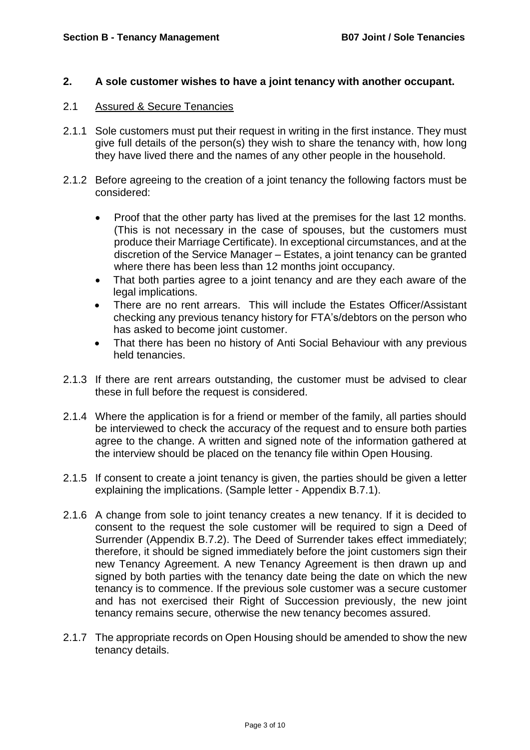## 2. A sole customer wishes to have a joint tenancy with another occupant.

### 2.1 Assured & Secure Tenancies

2.1.1 Sole customers must put their request in writing in the first instance. They must give full details of the person(s) they wish to share the tenancy with, how long they have lived there and the names of any other people in the household.

2.1.2 Before agreeing to the creation of a joint tenancy the following factors must be considered:

- Proof that the other party has lived at the premises for the last 12 months. (This is not necessary in the case of spouses, but the customers must produce their Marriage Certificate). In exceptional circumstances, and at the discretion of the Service Manager – Estates, a joint tenancy can be granted where there has been less than 12 months joint occupancy.
- That both parties agree to a joint tenancy and are they each aware of the legal implications.
- There are no rent arrears. This will include the Estates Officer/Assistant checking any previous tenancy history for FTA's/debtors on the person who has asked to become joint customer.
- That there has been no history of Anti Social Behaviour with any previous held tenancies.

2.1.3 If there are rent arrears outstanding, the customer must be advised to clear these in full before the request is considered.

2.1.4 Where the application is for a friend or member of the family, all parties should be interviewed to check the accuracy of the request and to ensure both parties agree to the change. A written and signed note of the information gathered at the interview should be placed on the tenancy file within Open Housing.

2.1.5 If consent to create a joint tenancy is given, the parties should be given a letter explaining the implications. (Sample letter - Appendix B.7.1).

2.1.6 A change from sole to joint tenancy creates a new tenancy. If it is decided to consent to the request the sole customer will be required to sign a Deed of Surrender (Appendix B.7.2). The Deed of Surrender takes effect immediately; therefore, it should be signed immediately before the joint customers sign their new Tenancy Agreement. A new Tenancy Agreement is then drawn up and signed by both parties with the tenancy date being the date on which the new tenancy is to commence. If the previous sole customer was a secure customer and has not exercised their Right of Succession previously, the new joint tenancy remains secure, otherwise the new tenancy becomes assured.

2.1.7 The appropriate records on Open Housing should be amended to show the new tenancy details.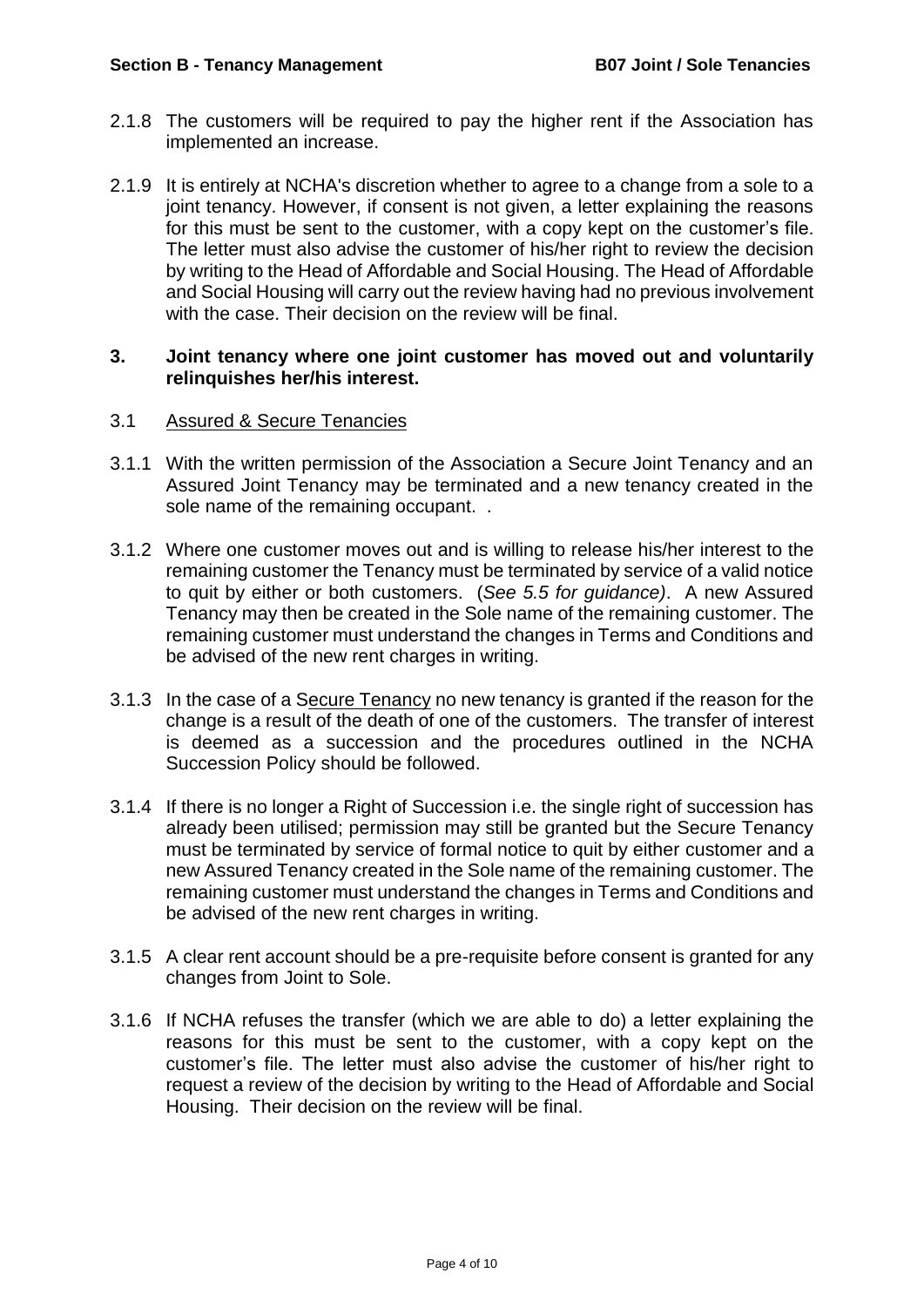2.1.8 The customers will be required to pay the higher rent if the Association has implemented an increase.

2.1.9 It is entirely at NCHA's discretion whether to agree to a change from a sole to a joint tenancy. However, if consent is not given, a letter explaining the reasons for this must be sent to the customer, with a copy kept on the customer's file. The letter must also advise the customer of his/her right to review the decision by writing to the Head of Affordable and Social Housing. The Head of Affordable and Social Housing will carry out the review having had no previous involvement with the case. Their decision on the review will be final.

## 3. Joint tenancy where one joint customer has moved out and voluntarily relinquishes her/his interest.

### 3.1 Assured & Secure Tenancies

3.1.1 With the written permission of the Association a Secure Joint Tenancy and an Assured Joint Tenancy may be terminated and a new tenancy created in the sole name of the remaining occupant. .

3.1.2 Where one customer moves out and is willing to release his/her interest to the remaining customer the Tenancy must be terminated by service of a valid notice to quit by either or both customers. (*See 5.5 for guidance)*. A new Assured Tenancy may then be created in the Sole name of the remaining customer. The remaining customer must understand the changes in Terms and Conditions and be advised of the new rent charges in writing.

3.1.3 In the case of a Secure Tenancy no new tenancy is granted if the reason for the change is a result of the death of one of the customers. The transfer of interest is deemed as a succession and the procedures outlined in the NCHA Succession Policy should be followed.

3.1.4 If there is no longer a Right of Succession i.e. the single right of succession has already been utilised; permission may still be granted but the Secure Tenancy must be terminated by service of formal notice to quit by either customer and a new Assured Tenancy created in the Sole name of the remaining customer. The remaining customer must understand the changes in Terms and Conditions and be advised of the new rent charges in writing.

3.1.5 A clear rent account should be a pre-requisite before consent is granted for any changes from Joint to Sole.

3.1.6 If NCHA refuses the transfer (which we are able to do) a letter explaining the reasons for this must be sent to the customer, with a copy kept on the customer's file. The letter must also advise the customer of his/her right to request a review of the decision by writing to the Head of Affordable and Social Housing. Their decision on the review will be final.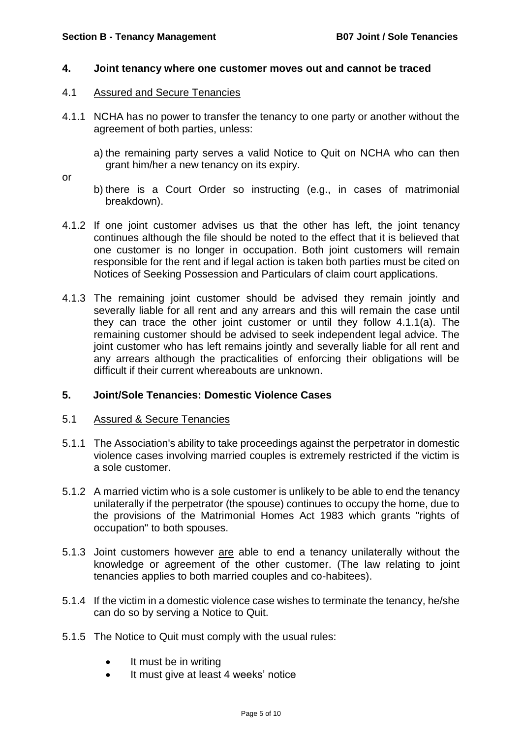## 4. Joint tenancy where one customer moves out and cannot be traced

### 4.1 Assured and Secure Tenancies

4.1.1 NCHA has no power to transfer the tenancy to one party or another without the agreement of both parties, unless:

a) the remaining party serves a valid Notice to Quit on NCHA who can then grant him/her a new tenancy on its expiry.

or

b) there is a Court Order so instructing (e.g., in cases of matrimonial breakdown).

4.1.2 If one joint customer advises us that the other has left, the joint tenancy continues although the file should be noted to the effect that it is believed that one customer is no longer in occupation. Both joint customers will remain responsible for the rent and if legal action is taken both parties must be cited on Notices of Seeking Possession and Particulars of claim court applications.

4.1.3 The remaining joint customer should be advised they remain jointly and severally liable for all rent and any arrears and this will remain the case until they can trace the other joint customer or until they follow 4.1.1(a). The remaining customer should be advised to seek independent legal advice. The joint customer who has left remains jointly and severally liable for all rent and any arrears although the practicalities of enforcing their obligations will be difficult if their current whereabouts are unknown.

## 5. Joint/Sole Tenancies: Domestic Violence Cases

### 5.1 Assured & Secure Tenancies

5.1.1 The Association's ability to take proceedings against the perpetrator in domestic violence cases involving married couples is extremely restricted if the victim is a sole customer.

5.1.2 A married victim who is a sole customer is unlikely to be able to end the tenancy unilaterally if the perpetrator (the spouse) continues to occupy the home, due to the provisions of the Matrimonial Homes Act 1983 which grants "rights of occupation" to both spouses.

5.1.3 Joint customers however <u>are</u> able to end a tenancy unilaterally without the knowledge or agreement of the other customer. (The law relating to joint tenancies applies to both married couples and co-habitees).

5.1.4 If the victim in a domestic violence case wishes to terminate the tenancy, he/she can do so by serving a Notice to Quit.

5.1.5 The Notice to Quit must comply with the usual rules:

- It must be in writing
- It must give at least 4 weeks' notice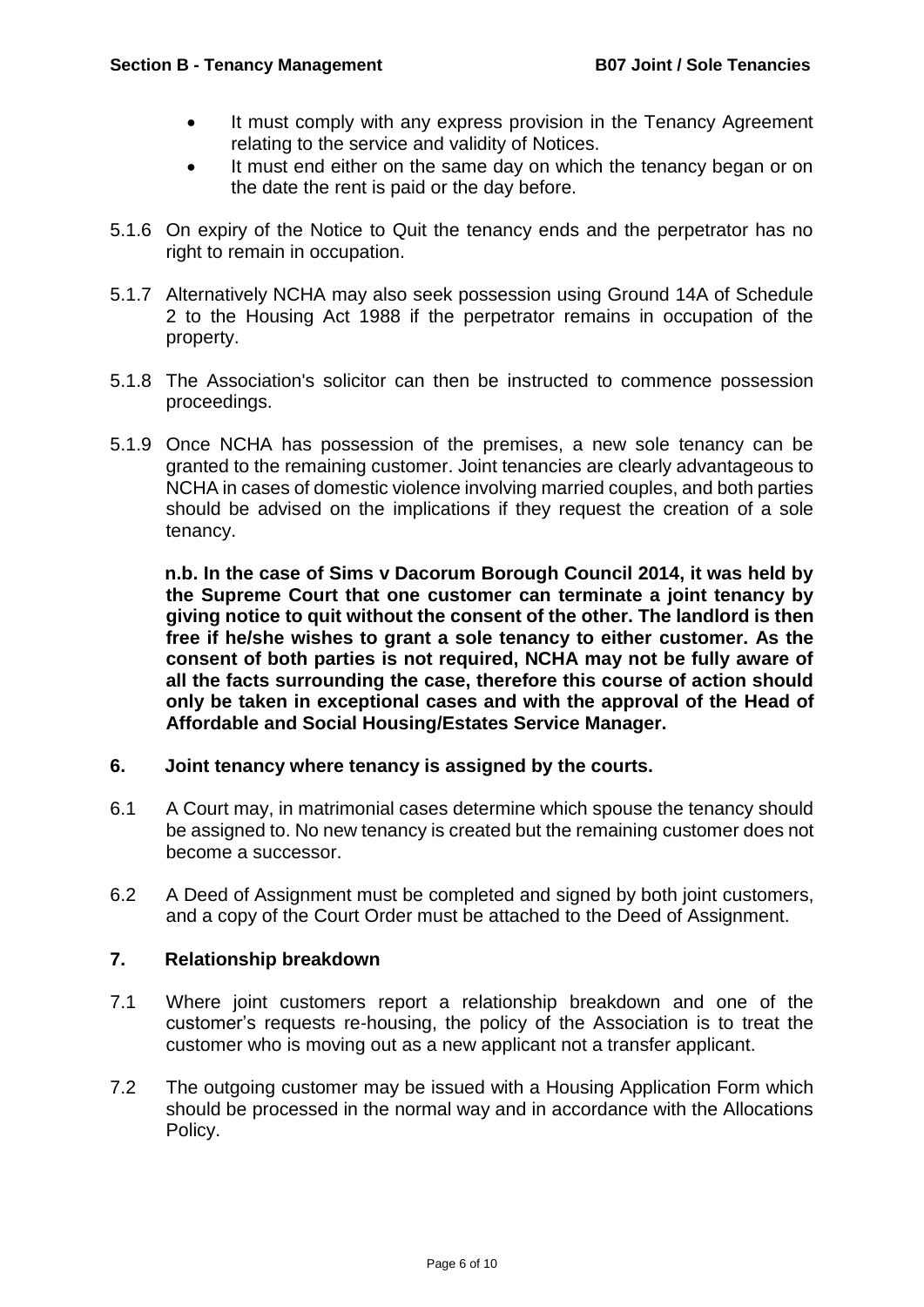- It must comply with any express provision in the Tenancy Agreement relating to the service and validity of Notices.
- It must end either on the same day on which the tenancy began or on the date the rent is paid or the day before.

5.1.6 On expiry of the Notice to Quit the tenancy ends and the perpetrator has no right to remain in occupation.

5.1.7 Alternatively NCHA may also seek possession using Ground 14A of Schedule 2 to the Housing Act 1988 if the perpetrator remains in occupation of the property.

5.1.8 The Association's solicitor can then be instructed to commence possession proceedings.

5.1.9 Once NCHA has possession of the premises, a new sole tenancy can be granted to the remaining customer. Joint tenancies are clearly advantageous to NCHA in cases of domestic violence involving married couples, and both parties should be advised on the implications if they request the creation of a sole tenancy.

**n.b. In the case of Sims v Dacorum Borough Council 2014, it was held by the Supreme Court that one customer can terminate a joint tenancy by giving notice to quit without the consent of the other. The landlord is then free if he/she wishes to grant a sole tenancy to either customer. As the consent of both parties is not required, NCHA may not be fully aware of all the facts surrounding the case, therefore this course of action should only be taken in exceptional cases and with the approval of the Head of Affordable and Social Housing/Estates Service Manager.**

## 6. Joint tenancy where tenancy is assigned by the courts.

6.1 A Court may, in matrimonial cases determine which spouse the tenancy should be assigned to. No new tenancy is created but the remaining customer does not become a successor.

6.2 A Deed of Assignment must be completed and signed by both joint customers, and a copy of the Court Order must be attached to the Deed of Assignment.

## 7. Relationship breakdown

7.1 Where joint customers report a relationship breakdown and one of the customer's requests re-housing, the policy of the Association is to treat the customer who is moving out as a new applicant not a transfer applicant.

7.2 The outgoing customer may be issued with a Housing Application Form which should be processed in the normal way and in accordance with the Allocations Policy.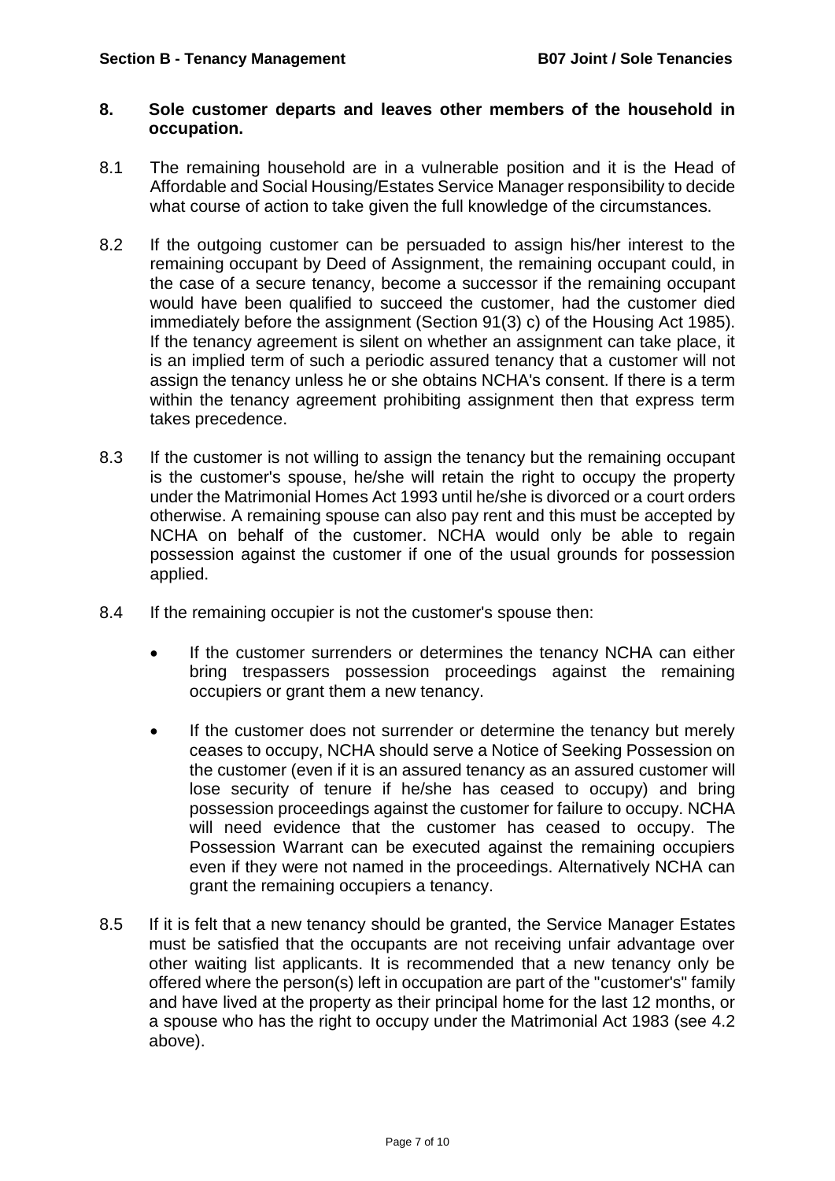## 8. Sole customer departs and leaves other members of the household in occupation.

8.1 The remaining household are in a vulnerable position and it is the Head of Affordable and Social Housing/Estates Service Manager responsibility to decide what course of action to take given the full knowledge of the circumstances.

8.2 If the outgoing customer can be persuaded to assign his/her interest to the remaining occupant by Deed of Assignment, the remaining occupant could, in the case of a secure tenancy, become a successor if the remaining occupant would have been qualified to succeed the customer, had the customer died immediately before the assignment (Section 91(3) c) of the Housing Act 1985). If the tenancy agreement is silent on whether an assignment can take place, it is an implied term of such a periodic assured tenancy that a customer will not assign the tenancy unless he or she obtains NCHA's consent. If there is a term within the tenancy agreement prohibiting assignment then that express term takes precedence.

8.3 If the customer is not willing to assign the tenancy but the remaining occupant is the customer's spouse, he/she will retain the right to occupy the property under the Matrimonial Homes Act 1993 until he/she is divorced or a court orders otherwise. A remaining spouse can also pay rent and this must be accepted by NCHA on behalf of the customer. NCHA would only be able to regain possession against the customer if one of the usual grounds for possession applied.

8.4 If the remaining occupier is not the customer's spouse then:

- If the customer surrenders or determines the tenancy NCHA can either bring trespassers possession proceedings against the remaining occupiers or grant them a new tenancy.
- If the customer does not surrender or determine the tenancy but merely ceases to occupy, NCHA should serve a Notice of Seeking Possession on the customer (even if it is an assured tenancy as an assured customer will lose security of tenure if he/she has ceased to occupy) and bring possession proceedings against the customer for failure to occupy. NCHA will need evidence that the customer has ceased to occupy. The Possession Warrant can be executed against the remaining occupiers even if they were not named in the proceedings. Alternatively NCHA can grant the remaining occupiers a tenancy.

8.5 If it is felt that a new tenancy should be granted, the Service Manager Estates must be satisfied that the occupants are not receiving unfair advantage over other waiting list applicants. It is recommended that a new tenancy only be offered where the person(s) left in occupation are part of the "customer's" family and have lived at the property as their principal home for the last 12 months, or a spouse who has the right to occupy under the Matrimonial Act 1983 (see 4.2 above).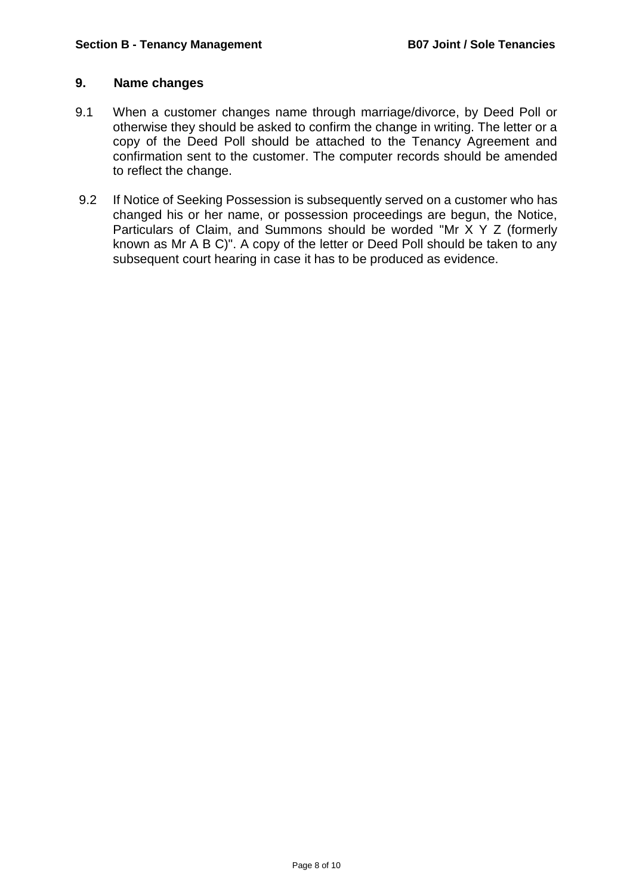## 9. Name changes

9.1 When a customer changes name through marriage/divorce, by Deed Poll or otherwise they should be asked to confirm the change in writing. The letter or a copy of the Deed Poll should be attached to the Tenancy Agreement and confirmation sent to the customer. The computer records should be amended to reflect the change.

9.2 If Notice of Seeking Possession is subsequently served on a customer who has changed his or her name, or possession proceedings are begun, the Notice, Particulars of Claim, and Summons should be worded "Mr X Y Z (formerly known as Mr A B C)". A copy of the letter or Deed Poll should be taken to any subsequent court hearing in case it has to be produced as evidence.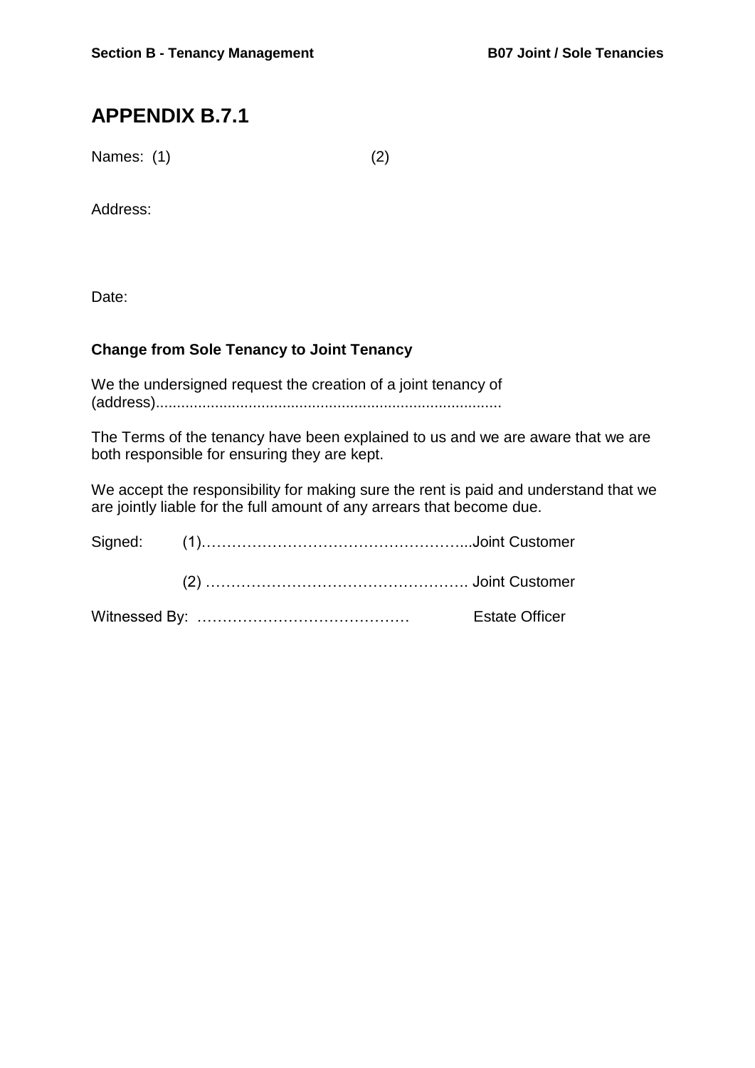# APPENDIX B.7.1

Names: (1) (2)

Address:

Date:

**Change from Sole Tenancy to Joint Tenancy**

We the undersigned request the creation of a joint tenancy of (address)..................................................................................

The Terms of the tenancy have been explained to us and we are aware that we are both responsible for ensuring they are kept.

We accept the responsibility for making sure the rent is paid and understand that we are jointly liable for the full amount of any arrears that become due.

Signed: (1)……………………………………………...Joint Customer

(2) ……………………………………………. Joint Customer

Witnessed By: …………………………………… Estate Officer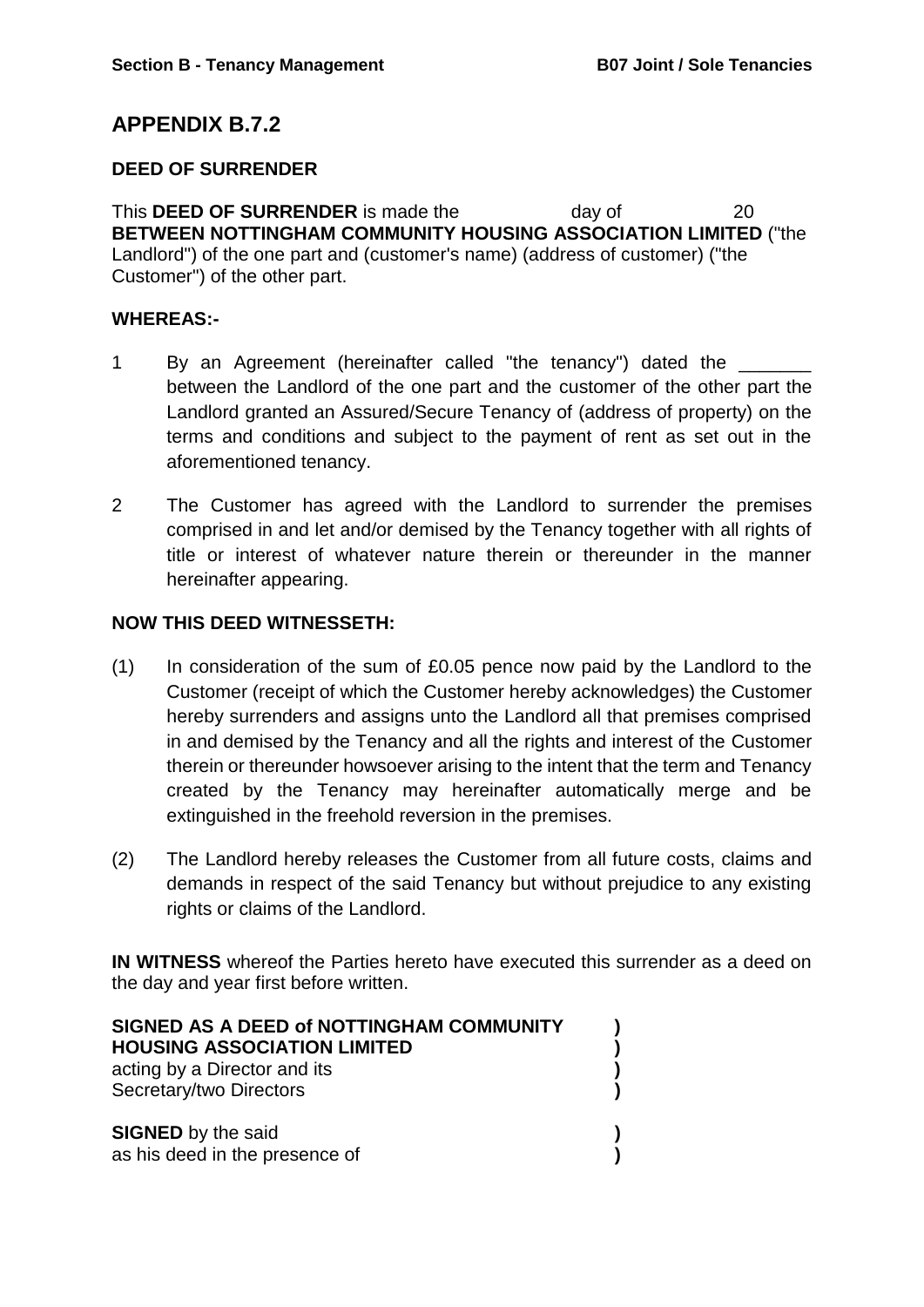## APPENDIX B.7.2

### DEED OF SURRENDER

This **DEED OF SURRENDER** is made the day of 20 **BETWEEN NOTTINGHAM COMMUNITY HOUSING ASSOCIATION LIMITED** ("the Landlord") of the one part and (customer's name) (address of customer) ("the Customer") of the other part.

**WHEREAS:-**

1 By an Agreement (hereinafter called "the tenancy") dated the _______ between the Landlord of the one part and the customer of the other part the Landlord granted an Assured/Secure Tenancy of (address of property) on the terms and conditions and subject to the payment of rent as set out in the aforementioned tenancy.

2 The Customer has agreed with the Landlord to surrender the premises comprised in and let and/or demised by the Tenancy together with all rights of title or interest of whatever nature therein or thereunder in the manner hereinafter appearing.

**NOW THIS DEED WITNESSETH:**

(1) In consideration of the sum of £0.05 pence now paid by the Landlord to the Customer (receipt of which the Customer hereby acknowledges) the Customer hereby surrenders and assigns unto the Landlord all that premises comprised in and demised by the Tenancy and all the rights and interest of the Customer therein or thereunder howsoever arising to the intent that the term and Tenancy created by the Tenancy may hereinafter automatically merge and be extinguished in the freehold reversion in the premises.

(2) The Landlord hereby releases the Customer from all future costs, claims and demands in respect of the said Tenancy but without prejudice to any existing rights or claims of the Landlord.

**IN WITNESS** whereof the Parties hereto have executed this surrender as a deed on the day and year first before written.

**SIGNED AS A DEED of NOTTINGHAM COMMUNITY** )
**HOUSING ASSOCIATION LIMITED** )
acting by a Director and its )
Secretary/two Directors )

**SIGNED** by the said )
as his deed in the presence of )